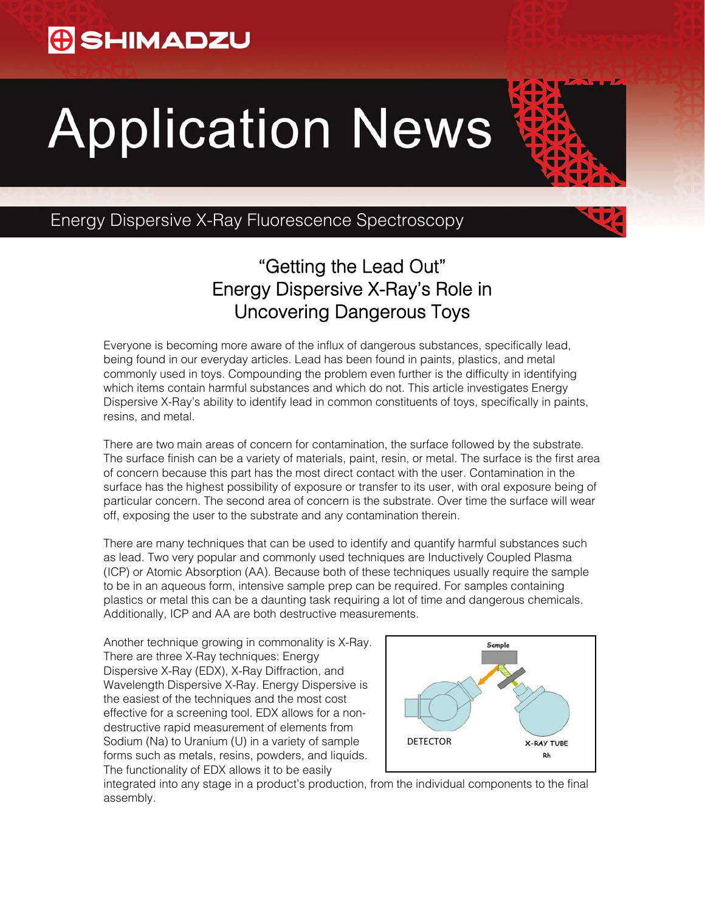# Application News

## Energy Dispersive X-Ray Fluorescence Spectroscopy

### "Getting the Lead Out"
### Energy Dispersive X-Ray's Role in Uncovering Dangerous Toys

Everyone is becoming more aware of the influx of dangerous substances, specifically lead, being found in our everyday articles. Lead has been found in paints, plastics, and metal commonly used in toys. Compounding the problem even further is the difficulty in identifying which items contain harmful substances and which do not. This article investigates Energy Dispersive X-Ray's ability to identify lead in common constituents of toys, specifically in paints, resins, and metal.

There are two main areas of concern for contamination, the surface followed by the substrate. The surface finish can be a variety of materials, paint, resin, or metal. The surface is the first area of concern because this part has the most direct contact with the user. Contamination in the surface has the highest possibility of exposure or transfer to its user, with oral exposure being of particular concern. The second area of concern is the substrate. Over time the surface will wear off, exposing the user to the substrate and any contamination therein.

There are many techniques that can be used to identify and quantify harmful substances such as lead. Two very popular and commonly used techniques are Inductively Coupled Plasma (ICP) or Atomic Absorption (AA). Because both of these techniques usually require the sample to be in an aqueous form, intensive sample prep can be required. For samples containing plastics or metal this can be a daunting task requiring a lot of time and dangerous chemicals. Additionally, ICP and AA are both destructive measurements.

Another technique growing in commonality is X-Ray. There are three X-Ray techniques: Energy Dispersive X-Ray (EDX), X-Ray Diffraction, and Wavelength Dispersive X-Ray. Energy Dispersive is the easiest of the techniques and the most cost effective for a screening tool. EDX allows for a non-destructive rapid measurement of elements from Sodium (Na) to Uranium (U) in a variety of sample forms such as metals, resins, powders, and liquids. The functionality of EDX allows it to be easily integrated into any stage in a product's production, from the individual components to the final assembly.

Sample

DETECTOR

X-RAY TUBE
Rh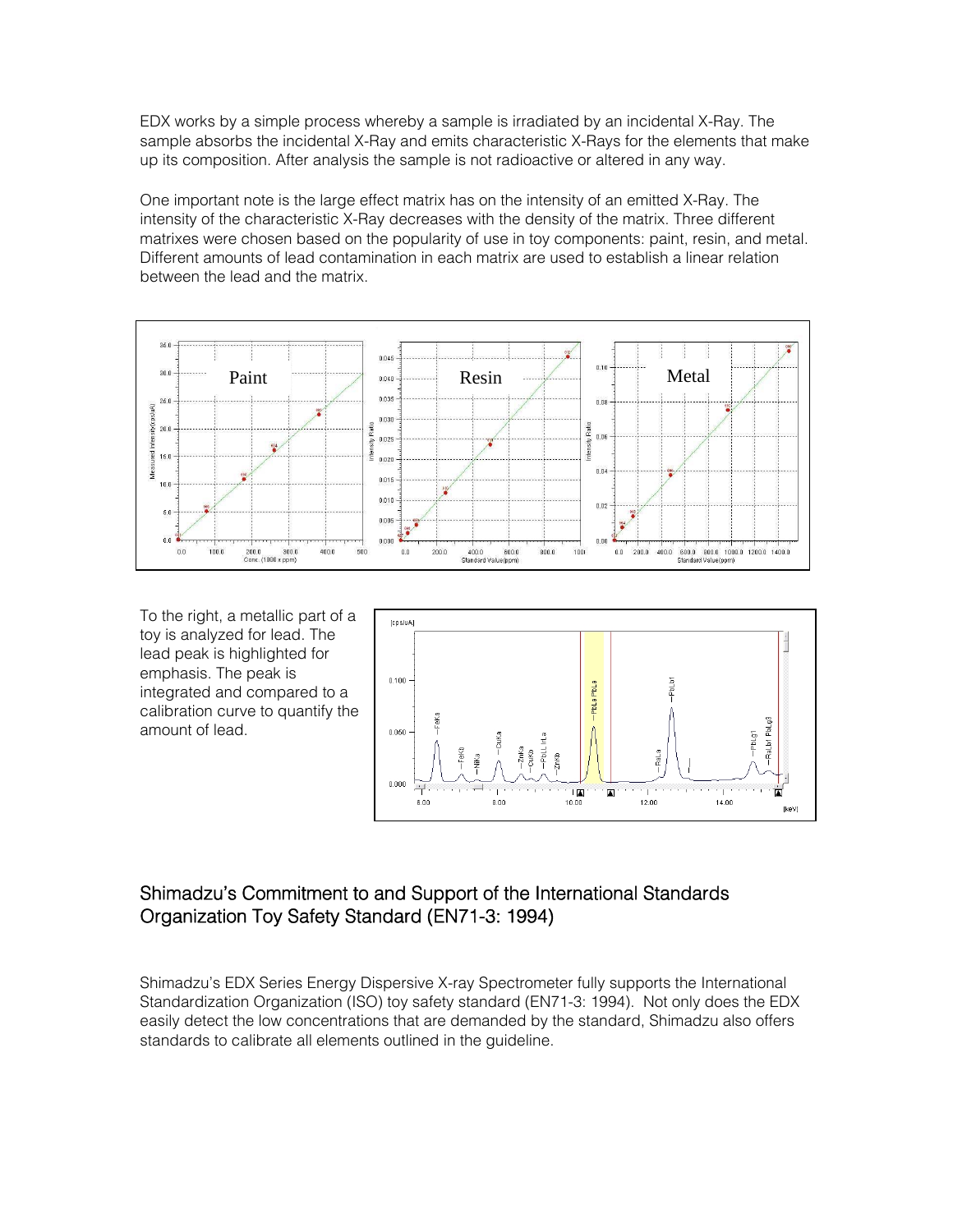EDX works by a simple process whereby a sample is irradiated by an incidental X-Ray. The sample absorbs the incidental X-Ray and emits characteristic X-Rays for the elements that make up its composition. After analysis the sample is not radioactive or altered in any way.

One important note is the large effect matrix has on the intensity of an emitted X-Ray. The intensity of the characteristic X-Ray decreases with the density of the matrix. Three different matrixes were chosen based on the popularity of use in toy components: paint, resin, and metal. Different amounts of lead contamination in each matrix are used to establish a linear relation between the lead and the matrix.

To the right, a metallic part of a toy is analyzed for lead. The lead peak is highlighted for emphasis. The peak is integrated and compared to a calibration curve to quantify the amount of lead.

## Shimadzu's Commitment to and Support of the International Standards Organization Toy Safety Standard (EN71-3: 1994)

Shimadzu's EDX Series Energy Dispersive X-ray Spectrometer fully supports the International Standardization Organization (ISO) toy safety standard (EN71-3: 1994). Not only does the EDX easily detect the low concentrations that are demanded by the standard, Shimadzu also offers standards to calibrate all elements outlined in the guideline.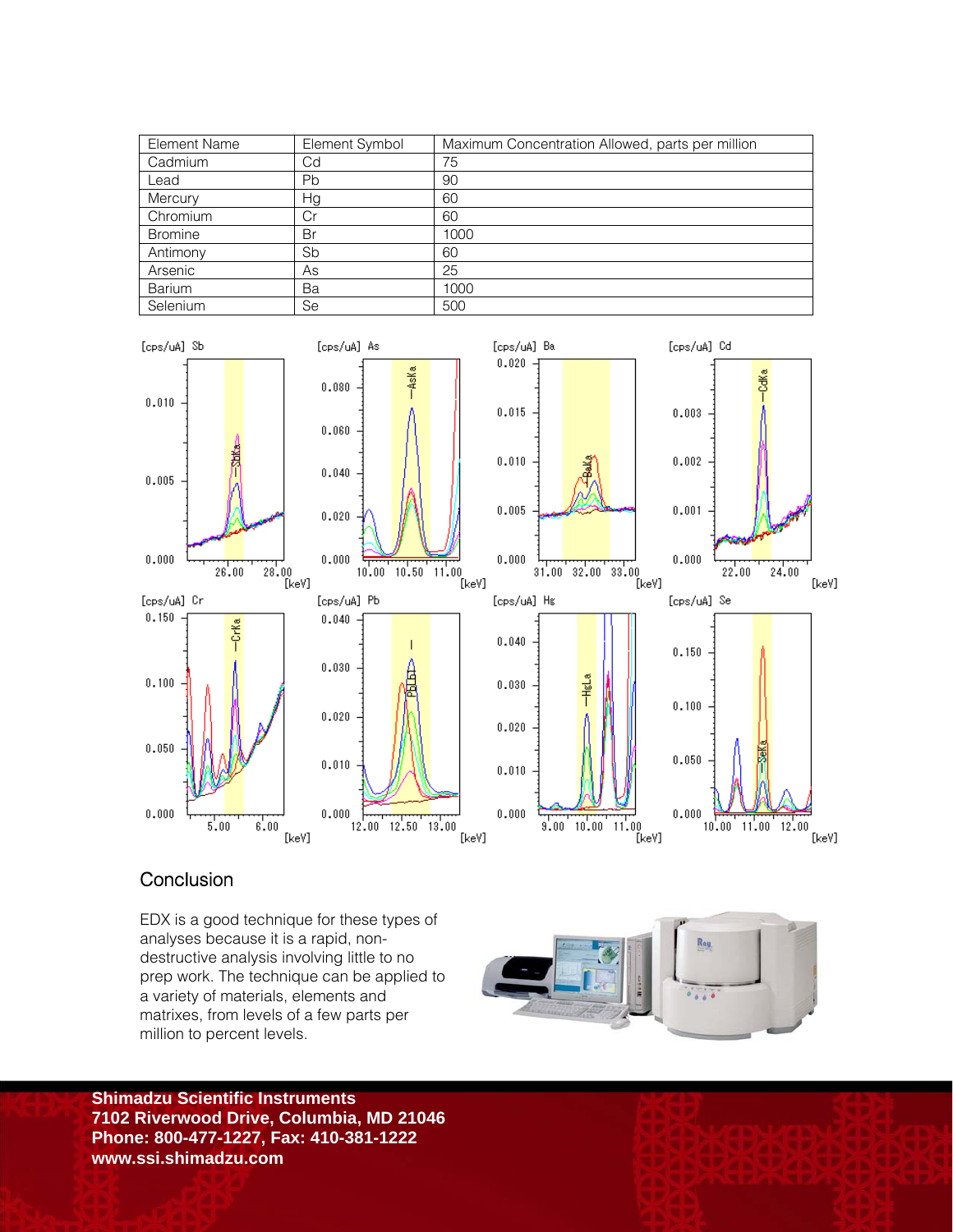| Element Name | Element Symbol | Maximum Concentration Allowed, parts per million |
| --- | --- | --- |
| Cadmium | Cd | 75 |
| Lead | Pb | 90 |
| Mercury | Hg | 60 |
| Chromium | Cr | 60 |
| Bromine | Br | 1000 |
| Antimony | Sb | 60 |
| Arsenic | As | 25 |
| Barium | Ba | 1000 |
| Selenium | Se | 500 |

[cps/uA] Sb
0.010
0.005
0.000
SbKa
26.00
28.00
[keV]

[cps/uA] As
0.080
0.060
0.040
0.020
0.000
AsKa
10.00
10.50
11.00
[keV]

[cps/uA] Ba
0.020
0.015
0.010
0.005
0.000
BaKa
31.00
32.00
33.00
[keV]

[cps/uA] Cd
0.003
0.002
0.001
0.000
CdKa
22.00
24.00
[keV]

[cps/uA] Cr
0.150
0.100
0.050
0.000
CrKa
5.00
6.00
[keV]

[cps/uA] Pb
0.040
0.030
0.020
0.010
0.000
PbLb1
12.00
12.50
13.00
[keV]

[cps/uA] Hg
0.040
0.030
0.020
0.010
0.000
HgLa
9.00
10.00
11.00
[keV]

[cps/uA] Se
0.150
0.100
0.050
0.000
SeKa
10.00
11.00
12.00
[keV]

## Conclusion

EDX is a good technique for these types of analyses because it is a rapid, non-destructive analysis involving little to no prep work. The technique can be applied to a variety of materials, elements and matrixes, from levels of a few parts per million to percent levels.

**Shimadzu Scientific Instruments**
**7102 Riverwood Drive, Columbia, MD 21046**
**Phone: 800-477-1227, Fax: 410-381-1222**
**www.ssi.shimadzu.com**